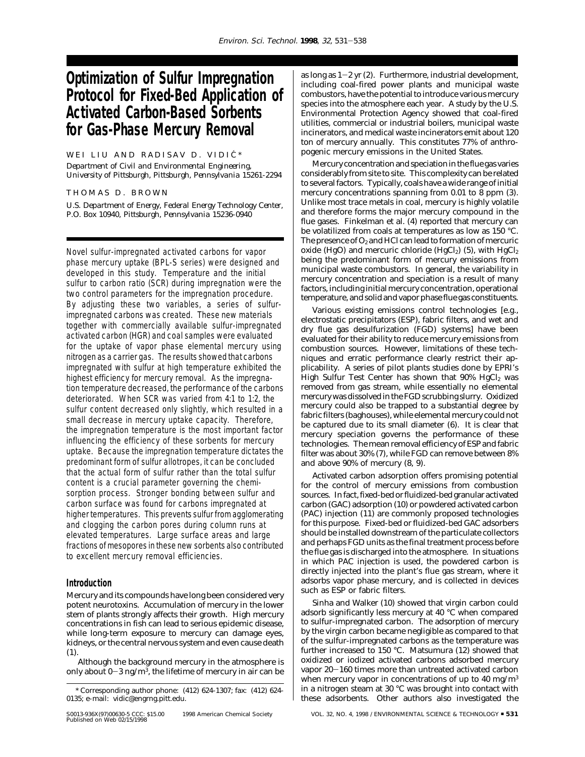# Optimization of Sulfur Impregnation Protocol for Fixed-Bed Application of Activated Carbon-Based Sorbents for Gas-Phase Mercury Removal

WEI LIU AND RADISAV D. VIDIĆ*

Department of Civil and Environmental Engineering, University of Pittsburgh, Pittsburgh, Pennsylvania 15261-2294

THOMAS D. BROWN

U.S. Department of Energy, Federal Energy Technology Center, P.O. Box 10940, Pittsburgh, Pennsylvania 15236-0940

*Novel sulfur-impregnated activated carbons for vapor phase mercury uptake (BPL-S series) were designed and developed in this study. Temperature and the initial sulfur to carbon ratio (SCR) during impregnation were the two control parameters for the impregnation procedure. By adjusting these two variables, a series of sulfur-impregnated carbons was created. These new materials together with commercially available sulfur-impregnated activated carbon (HGR) and coal samples were evaluated for the uptake of vapor phase elemental mercury using nitrogen as a carrier gas. The results showed that carbons impregnated with sulfur at high temperature exhibited the highest efficiency for mercury removal. As the impregnation temperature decreased, the performance of the carbons deteriorated. When SCR was varied from 4:1 to 1:2, the sulfur content decreased only slightly, which resulted in a small decrease in mercury uptake capacity. Therefore, the impregnation temperature is the most important factor influencing the efficiency of these sorbents for mercury uptake. Because the impregnation temperature dictates the predominant form of sulfur allotropes, it can be concluded that the actual form of sulfur rather than the total sulfur content is a crucial parameter governing the chemisorption process. Stronger bonding between sulfur and carbon surface was found for carbons impregnated at higher temperatures. This prevents sulfur from agglomerating and clogging the carbon pores during column runs at elevated temperatures. Large surface areas and large fractions of mesopores in these new sorbents also contributed to excellent mercury removal efficiencies.*

## Introduction

Mercury and its compounds have long been considered very potent neurotoxins. Accumulation of mercury in the lower stem of plants strongly affects their growth. High mercury concentrations in fish can lead to serious epidemic disease, while long-term exposure to mercury can damage eyes, kidneys, or the central nervous system and even cause death (1).

Although the background mercury in the atmosphere is only about 0−3 ng/m$^3$, the lifetime of mercury in air can be as long as 1−2 yr (2). Furthermore, industrial development, including coal-fired power plants and municipal waste combustors, have the potential to introduce various mercury species into the atmosphere each year. A study by the U.S. Environmental Protection Agency showed that coal-fired utilities, commercial or industrial boilers, municipal waste incinerators, and medical waste incinerators emit about 120 ton of mercury annually. This constitutes 77% of anthropogenic mercury emissions in the United States.

Mercury concentration and speciation in the flue gas varies considerably from site to site. This complexity can be related to several factors. Typically, coals have a wide range of initial mercury concentrations spanning from 0.01 to 8 ppm (3). Unlike most trace metals in coal, mercury is highly volatile and therefore forms the major mercury compound in the flue gases. Finkelman et al. (4) reported that mercury can be volatilized from coals at temperatures as low as 150 °C. The presence of $O_2$ and HCl can lead to formation of mercuric oxide (HgO) and mercuric chloride ($HgCl_2$) (5), with $HgCl_2$ being the predominant form of mercury emissions from municipal waste combustors. In general, the variability in mercury concentration and speciation is a result of many factors, including initial mercury concentration, operational temperature, and solid and vapor phase flue gas constituents.

Various existing emissions control technologies [e.g., electrostatic precipitators (ESP), fabric filters, and wet and dry flue gas desulfurization (FGD) systems] have been evaluated for their ability to reduce mercury emissions from combustion sources. However, limitations of these techniques and erratic performance clearly restrict their applicability. A series of pilot plants studies done by EPRI's High Sulfur Test Center has shown that 90% $HgCl_2$ was removed from gas stream, while essentially no elemental mercury was dissolved in the FGD scrubbing slurry. Oxidized mercury could also be trapped to a substantial degree by fabric filters (baghouses), while elemental mercury could not be captured due to its small diameter (6). It is clear that mercury speciation governs the performance of these technologies. The mean removal efficiency of ESP and fabric filter was about 30% (7), while FGD can remove between 8% and above 90% of mercury (8, 9).

Activated carbon adsorption offers promising potential for the control of mercury emissions from combustion sources. In fact, fixed-bed or fluidized-bed granular activated carbon (GAC) adsorption (10) or powdered activated carbon (PAC) injection (11) are commonly proposed technologies for this purpose. Fixed-bed or fluidized-bed GAC adsorbers should be installed downstream of the particulate collectors and perhaps FGD units as the final treatment process before the flue gas is discharged into the atmosphere. In situations in which PAC injection is used, the powdered carbon is directly injected into the plant's flue gas stream, where it adsorbs vapor phase mercury, and is collected in devices such as ESP or fabric filters.

Sinha and Walker (10) showed that virgin carbon could adsorb significantly less mercury at 40 °C when compared to sulfur-impregnated carbon. The adsorption of mercury by the virgin carbon became negligible as compared to that of the sulfur-impregnated carbons as the temperature was further increased to 150 °C. Matsumura (12) showed that oxidized or iodized activated carbons adsorbed mercury vapor 20−160 times more than untreated activated carbon when mercury vapor in concentrations of up to 40 mg/m$^3$ in a nitrogen steam at 30 °C was brought into contact with these adsorbents. Other authors also investigated the

\* Corresponding author phone: (412) 624-1307; fax: (412) 624-0135; e-mail: vidic@engrng.pitt.edu.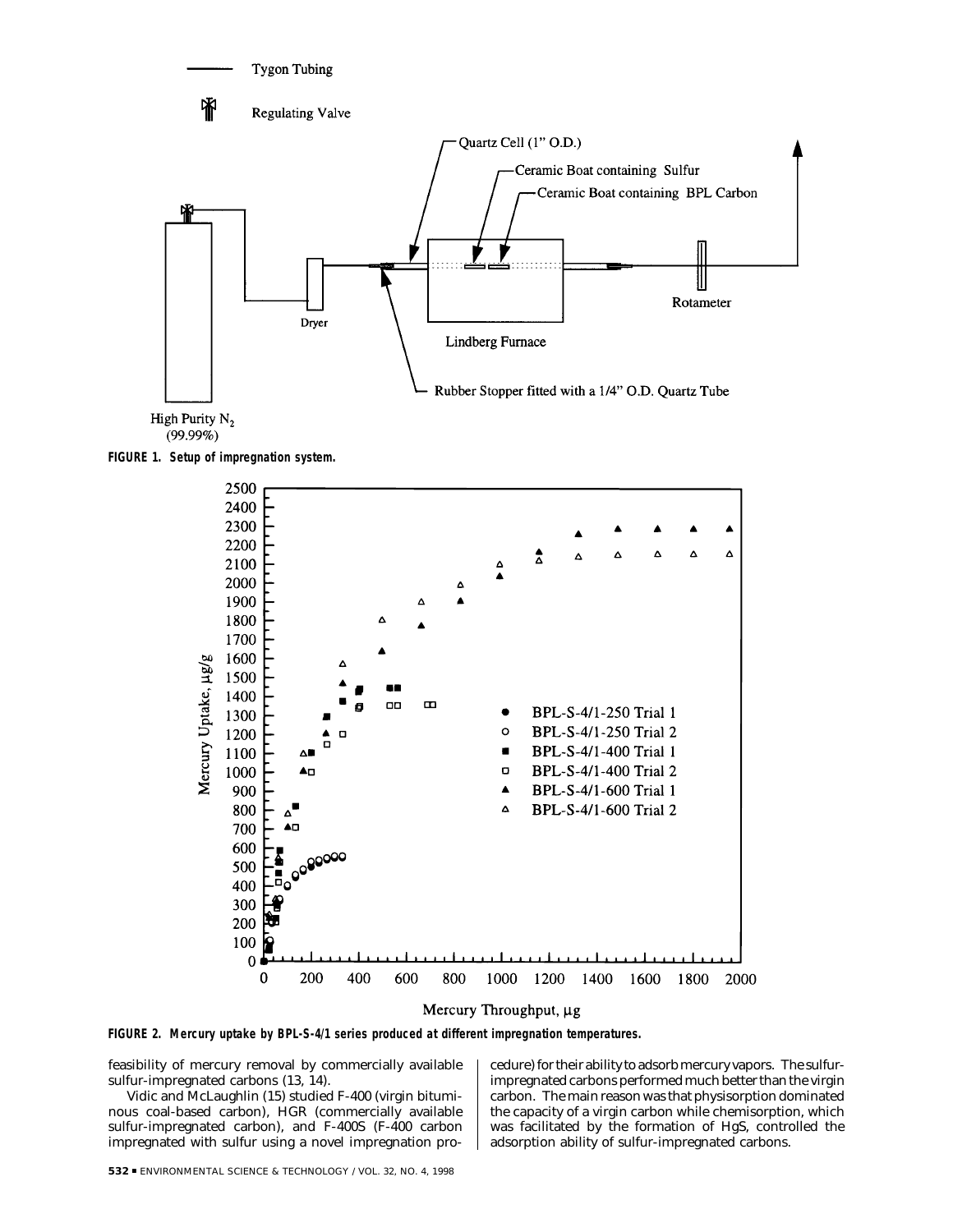FIGURE 1. Setup of impregnation system.

FIGURE 2. Mercury uptake by BPL-S-4/1 series produced at different impregnation temperatures.

feasibility of mercury removal by commercially available sulfur-impregnated carbons (13, 14).

Vidic and McLaughlin (15) studied F-400 (virgin bituminous coal-based carbon), HGR (commercially available sulfur-impregnated carbon), and F-400S (F-400 carbon impregnated with sulfur using a novel impregnation procedure) for their ability to adsorb mercury vapors. The sulfur-impregnated carbons performed much better than the virgin carbon. The main reason was that physisorption dominated the capacity of a virgin carbon while chemisorption, which was facilitated by the formation of HgS, controlled the adsorption ability of sulfur-impregnated carbons.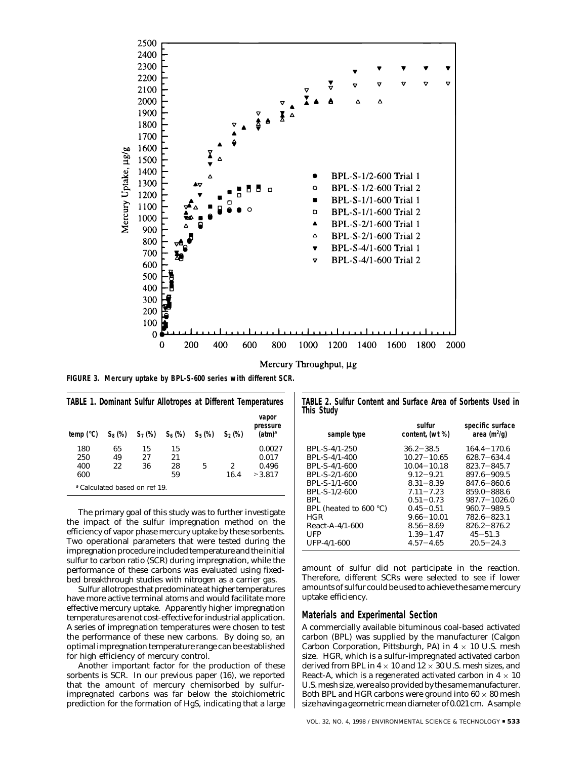FIGURE 3. Mercury uptake by BPL-S-600 series with different SCR.

**TABLE 1. Dominant Sulfur Allotropes at Different Temperatures**

| temp (°C) | $S_8$ (%) | $S_7$ (%) | $S_6$ (%) | $S_5$ (%) | $S_2$ (%) | vapor pressure (atm)[a] |
|---|---|---|---|---|---|---|
| 180 | 65 | 15 | 15 | | | 0.0027 |
| 250 | 49 | 27 | 21 | | | 0.017 |
| 400 | 22 | 36 | 28 | 5 | 2 | 0.496 |
| 600 | | | 59 | | 16.4 | >3.817 |

[a] Calculated based on ref 19.

The primary goal of this study was to further investigate the impact of the sulfur impregnation method on the efficiency of vapor phase mercury uptake by these sorbents. Two operational parameters that were tested during the impregnation procedure included temperature and the initial sulfur to carbon ratio (SCR) during impregnation, while the performance of these carbons was evaluated using fixed-bed breakthrough studies with nitrogen as a carrier gas.

Sulfur allotropes that predominate at higher temperatures have more active terminal atoms and would facilitate more effective mercury uptake. Apparently higher impregnation temperatures are not cost-effective for industrial application. A series of impregnation temperatures were chosen to test the performance of these new carbons. By doing so, an optimal impregnation temperature range can be established for high efficiency of mercury control.

Another important factor for the production of these sorbents is SCR. In our previous paper (16), we reported that the amount of mercury chemisorbed by sulfur-impregnated carbons was far below the stoichiometric prediction for the formation of HgS, indicating that a large amount of sulfur did not participate in the reaction. Therefore, different SCRs were selected to see if lower amounts of sulfur could be used to achieve the same mercury uptake efficiency.

**TABLE 2. Sulfur Content and Surface Area of Sorbents Used in This Study**

| sample type | sulfur content, (wt %) | specific surface area ($m^2$/g) |
|---|---|---|
| BPL-S-4/1-250 | 36.2−38.5 | 164.4−170.6 |
| BPL-S-4/1-400 | 10.27−10.65 | 628.7−634.4 |
| BPL-S-4/1-600 | 10.04−10.18 | 823.7−845.7 |
| BPL-S-2/1-600 | 9.12−9.21 | 897.6−909.5 |
| BPL-S-1/1-600 | 8.31−8.39 | 847.6−860.6 |
| BPL-S-1/2-600 | 7.11−7.23 | 859.0−888.6 |
| BPL | 0.51−0.73 | 987.7−1026.0 |
| BPL (heated to 600 °C) | 0.45−0.51 | 960.7−989.5 |
| HGR | 9.66−10.01 | 782.6−823.1 |
| React-A-4/1-600 | 8.56−8.69 | 826.2−876.2 |
| UFP | 1.39−1.47 | 45−51.3 |
| UFP-4/1-600 | 4.57−4.65 | 20.5−24.3 |

## Materials and Experimental Section

A commercially available bituminous coal-based activated carbon (BPL) was supplied by the manufacturer (Calgon Carbon Corporation, Pittsburgh, PA) in 4 × 10 U.S. mesh size. HGR, which is a sulfur-impregnated activated carbon derived from BPL in 4 × 10 and 12 × 30 U.S. mesh sizes, and React-A, which is a regenerated activated carbon in 4 × 10 U.S. mesh size, were also provided by the same manufacturer. Both BPL and HGR carbons were ground into 60 × 80 mesh size having a geometric mean diameter of 0.021 cm. A sample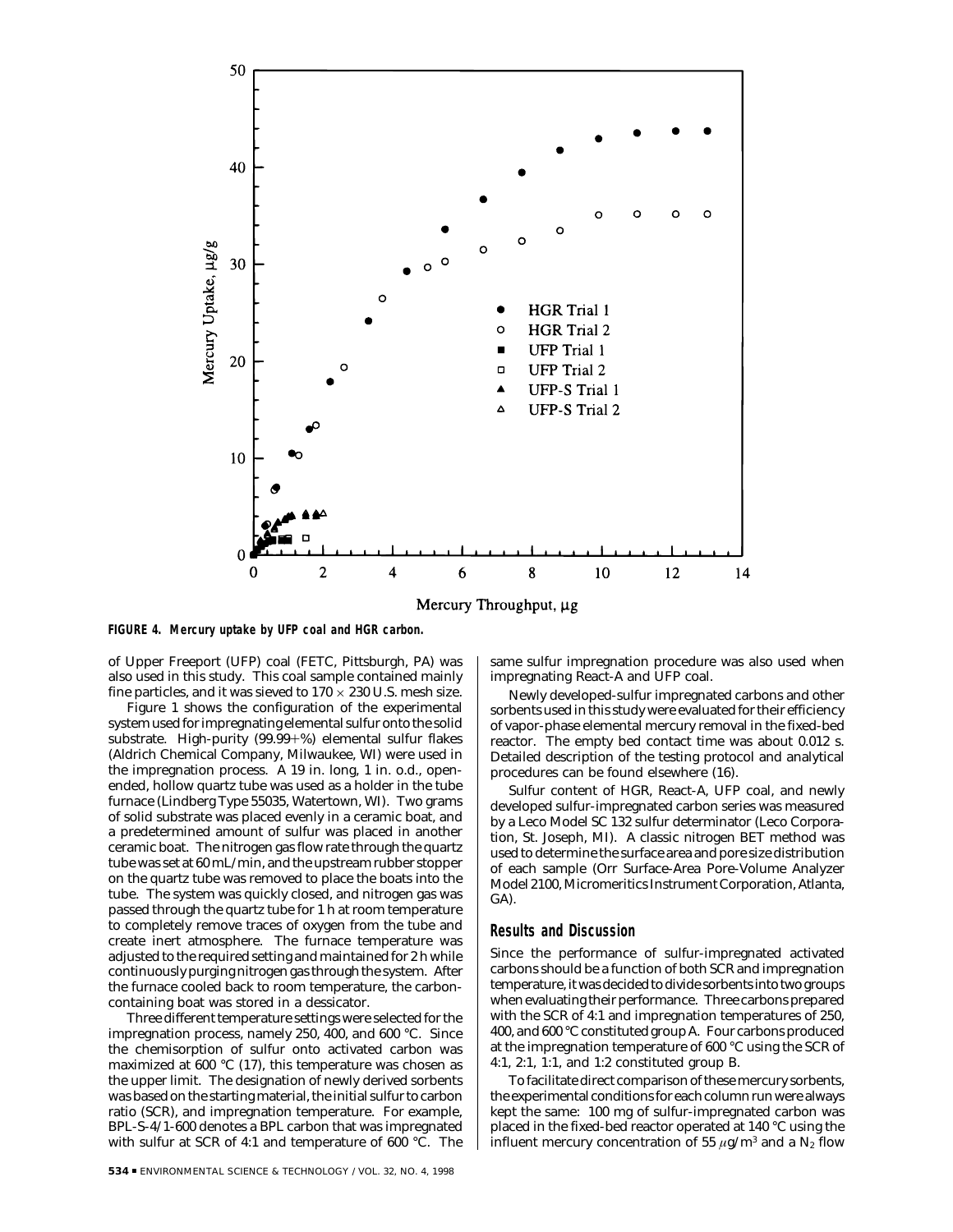FIGURE 4. Mercury uptake by UFP coal and HGR carbon.

of Upper Freeport (UFP) coal (FETC, Pittsburgh, PA) was also used in this study. This coal sample contained mainly fine particles, and it was sieved to 170 × 230 U.S. mesh size.

Figure 1 shows the configuration of the experimental system used for impregnating elemental sulfur onto the solid substrate. High-purity (99.99+%) elemental sulfur flakes (Aldrich Chemical Company, Milwaukee, WI) were used in the impregnation process. A 19 in. long, 1 in. o.d., open-ended, hollow quartz tube was used as a holder in the tube furnace (Lindberg Type 55035, Watertown, WI). Two grams of solid substrate was placed evenly in a ceramic boat, and a predetermined amount of sulfur was placed in another ceramic boat. The nitrogen gas flow rate through the quartz tube was set at 60 mL/min, and the upstream rubber stopper on the quartz tube was removed to place the boats into the tube. The system was quickly closed, and nitrogen gas was passed through the quartz tube for 1 h at room temperature to completely remove traces of oxygen from the tube and create inert atmosphere. The furnace temperature was adjusted to the required setting and maintained for 2 h while continuously purging nitrogen gas through the system. After the furnace cooled back to room temperature, the carbon-containing boat was stored in a dessicator.

Three different temperature settings were selected for the impregnation process, namely 250, 400, and 600 °C. Since the chemisorption of sulfur onto activated carbon was maximized at 600 °C (17), this temperature was chosen as the upper limit. The designation of newly derived sorbents was based on the starting material, the initial sulfur to carbon ratio (SCR), and impregnation temperature. For example, BPL-S-4/1-600 denotes a BPL carbon that was impregnated with sulfur at SCR of 4:1 and temperature of 600 °C. The same sulfur impregnation procedure was also used when impregnating React-A and UFP coal.

Newly developed-sulfur impregnated carbons and other sorbents used in this study were evaluated for their efficiency of vapor-phase elemental mercury removal in the fixed-bed reactor. The empty bed contact time was about 0.012 s. Detailed description of the testing protocol and analytical procedures can be found elsewhere (16).

Sulfur content of HGR, React-A, UFP coal, and newly developed sulfur-impregnated carbon series was measured by a Leco Model SC 132 sulfur determinator (Leco Corporation, St. Joseph, MI). A classic nitrogen BET method was used to determine the surface area and pore size distribution of each sample (Orr Surface-Area Pore-Volume Analyzer Model 2100, Micromeritics Instrument Corporation, Atlanta, GA).

## Results and Discussion

Since the performance of sulfur-impregnated activated carbons should be a function of both SCR and impregnation temperature, it was decided to divide sorbents into two groups when evaluating their performance. Three carbons prepared with the SCR of 4:1 and impregnation temperatures of 250, 400, and 600 °C constituted group A. Four carbons produced at the impregnation temperature of 600 °C using the SCR of 4:1, 2:1, 1:1, and 1:2 constituted group B.

To facilitate direct comparison of these mercury sorbents, the experimental conditions for each column run were always kept the same: 100 mg of sulfur-impregnated carbon was placed in the fixed-bed reactor operated at 140 °C using the influent mercury concentration of 55 $\mu g/m^3$ and a $N_2$ flow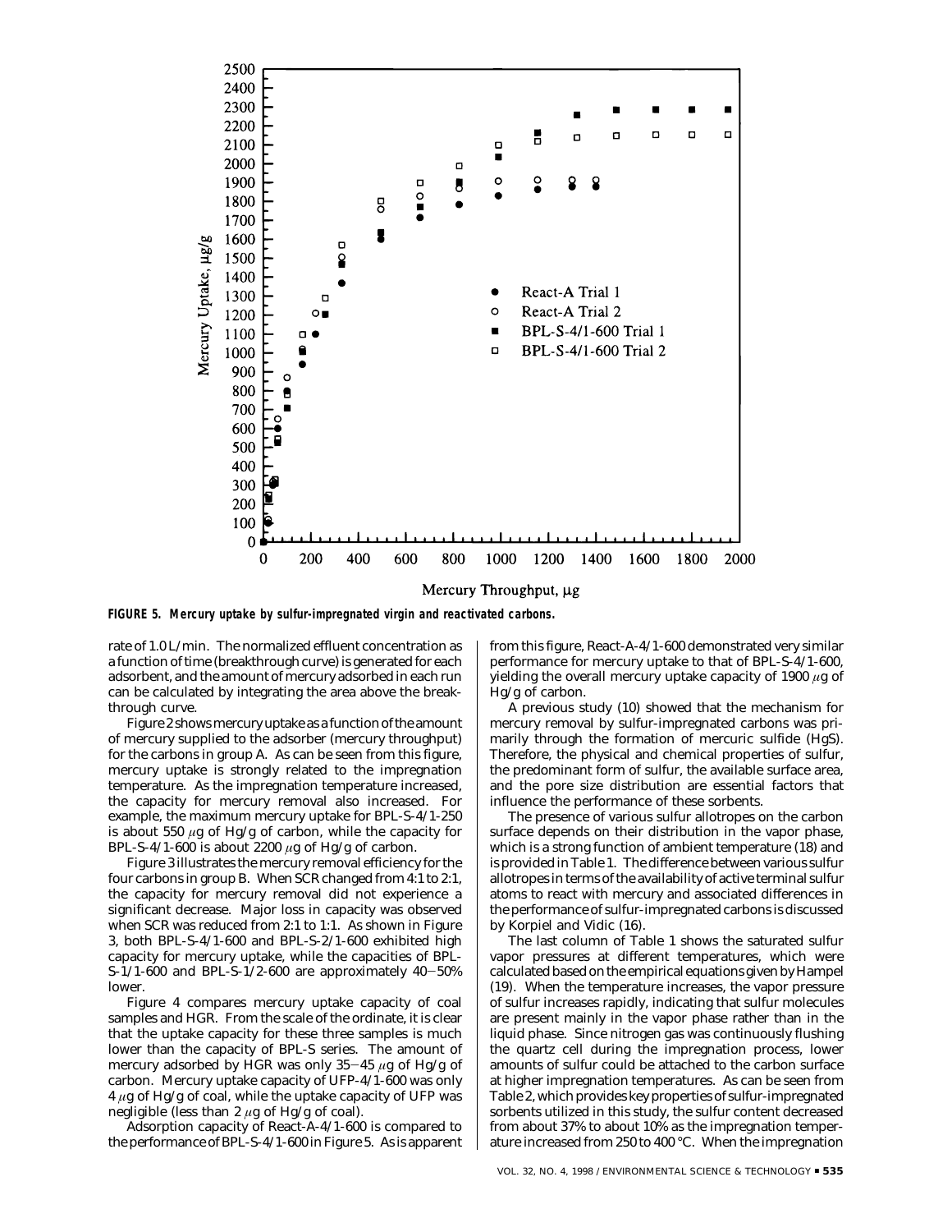**FIGURE 5. Mercury uptake by sulfur-impregnated virgin and reactivated carbons.**

rate of 1.0 L/min. The normalized effluent concentration as a function of time (breakthrough curve) is generated for each adsorbent, and the amount of mercury adsorbed in each run can be calculated by integrating the area above the breakthrough curve.

Figure 2 shows mercury uptake as a function of the amount of mercury supplied to the adsorber (mercury throughput) for the carbons in group A. As can be seen from this figure, mercury uptake is strongly related to the impregnation temperature. As the impregnation temperature increased, the capacity for mercury removal also increased. For example, the maximum mercury uptake for BPL-S-4/1-250 is about 550 $\mu$g of Hg/g of carbon, while the capacity for BPL-S-4/1-600 is about 2200 $\mu$g of Hg/g of carbon.

Figure 3 illustrates the mercury removal efficiency for the four carbons in group B. When SCR changed from 4:1 to 2:1, the capacity for mercury removal did not experience a significant decrease. Major loss in capacity was observed when SCR was reduced from 2:1 to 1:1. As shown in Figure 3, both BPL-S-4/1-600 and BPL-S-2/1-600 exhibited high capacity for mercury uptake, while the capacities of BPL-S-1/1-600 and BPL-S-1/2-600 are approximately 40−50% lower.

Figure 4 compares mercury uptake capacity of coal samples and HGR. From the scale of the ordinate, it is clear that the uptake capacity for these three samples is much lower than the capacity of BPL-S series. The amount of mercury adsorbed by HGR was only 35−45 $\mu$g of Hg/g of carbon. Mercury uptake capacity of UFP-4/1-600 was only 4 $\mu$g of Hg/g of coal, while the uptake capacity of UFP was negligible (less than 2 $\mu$g of Hg/g of coal).

Adsorption capacity of React-A-4/1-600 is compared to the performance of BPL-S-4/1-600 in Figure 5. As is apparent from this figure, React-A-4/1-600 demonstrated very similar performance for mercury uptake to that of BPL-S-4/1-600, yielding the overall mercury uptake capacity of 1900 $\mu$g of Hg/g of carbon.

A previous study (10) showed that the mechanism for mercury removal by sulfur-impregnated carbons was primarily through the formation of mercuric sulfide (HgS). Therefore, the physical and chemical properties of sulfur, the predominant form of sulfur, the available surface area, and the pore size distribution are essential factors that influence the performance of these sorbents.

The presence of various sulfur allotropes on the carbon surface depends on their distribution in the vapor phase, which is a strong function of ambient temperature (18) and is provided in Table 1. The difference between various sulfur allotropes in terms of the availability of active terminal sulfur atoms to react with mercury and associated differences in the performance of sulfur-impregnated carbons is discussed by Korpiel and Vidic (16).

The last column of Table 1 shows the saturated sulfur vapor pressures at different temperatures, which were calculated based on the empirical equations given by Hampel (19). When the temperature increases, the vapor pressure of sulfur increases rapidly, indicating that sulfur molecules are present mainly in the vapor phase rather than in the liquid phase. Since nitrogen gas was continuously flushing the quartz cell during the impregnation process, lower amounts of sulfur could be attached to the carbon surface at higher impregnation temperatures. As can be seen from Table 2, which provides key properties of sulfur-impregnated sorbents utilized in this study, the sulfur content decreased from about 37% to about 10% as the impregnation temperature increased from 250 to 400 °C. When the impregnation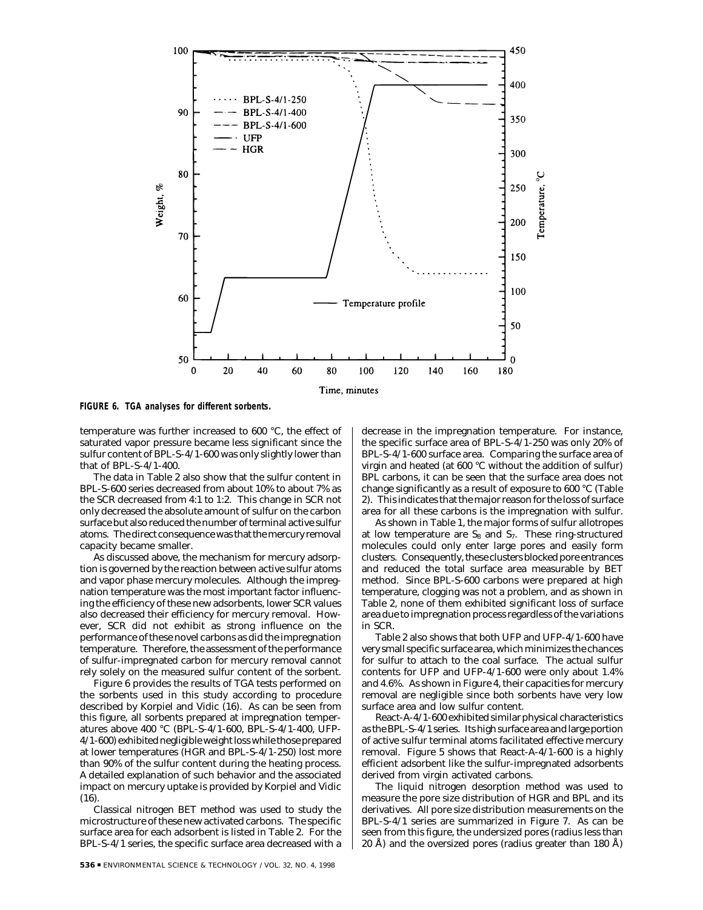FIGURE 6. TGA analyses for different sorbents.

temperature was further increased to 600 °C, the effect of saturated vapor pressure became less significant since the sulfur content of BPL-S-4/1-600 was only slightly lower than that of BPL-S-4/1-400.

The data in Table 2 also show that the sulfur content in BPL-S-600 series decreased from about 10% to about 7% as the SCR decreased from 4:1 to 1:2. This change in SCR not only decreased the absolute amount of sulfur on the carbon surface but also reduced the number of terminal active sulfur atoms. The direct consequence was that the mercury removal capacity became smaller.

As discussed above, the mechanism for mercury adsorption is governed by the reaction between active sulfur atoms and vapor phase mercury molecules. Although the impregnation temperature was the most important factor influencing the efficiency of these new adsorbents, lower SCR values also decreased their efficiency for mercury removal. However, SCR did not exhibit as strong influence on the performance of these novel carbons as did the impregnation temperature. Therefore, the assessment of the performance of sulfur-impregnated carbon for mercury removal cannot rely solely on the measured sulfur content of the sorbent.

Figure 6 provides the results of TGA tests performed on the sorbents used in this study according to procedure described by Korpiel and Vidic (16). As can be seen from this figure, all sorbents prepared at impregnation temperatures above 400 °C (BPL-S-4/1-600, BPL-S-4/1-400, UFP-4/1-600) exhibited negligible weight loss while those prepared at lower temperatures (HGR and BPL-S-4/1-250) lost more than 90% of the sulfur content during the heating process. A detailed explanation of such behavior and the associated impact on mercury uptake is provided by Korpiel and Vidic (16).

Classical nitrogen BET method was used to study the microstructure of these new activated carbons. The specific surface area for each adsorbent is listed in Table 2. For the BPL-S-4/1 series, the specific surface area decreased with a decrease in the impregnation temperature. For instance, the specific surface area of BPL-S-4/1-250 was only 20% of BPL-S-4/1-600 surface area. Comparing the surface area of virgin and heated (at 600 °C without the addition of sulfur) BPL carbons, it can be seen that the surface area does not change significantly as a result of exposure to 600 °C (Table 2). This indicates that the major reason for the loss of surface area for all these carbons is the impregnation with sulfur.

As shown in Table 1, the major forms of sulfur allotropes at low temperature are $S_8$ and $S_7$. These ring-structured molecules could only enter large pores and easily form clusters. Consequently, these clusters blocked pore entrances and reduced the total surface area measurable by BET method. Since BPL-S-600 carbons were prepared at high temperature, clogging was not a problem, and as shown in Table 2, none of them exhibited significant loss of surface area due to impregnation process regardless of the variations in SCR.

Table 2 also shows that both UFP and UFP-4/1-600 have very small specific surface area, which minimizes the chances for sulfur to attach to the coal surface. The actual sulfur contents for UFP and UFP-4/1-600 were only about 1.4% and 4.6%. As shown in Figure 4, their capacities for mercury removal are negligible since both sorbents have very low surface area and low sulfur content.

React-A-4/1-600 exhibited similar physical characteristics as the BPL-S-4/1 series. Its high surface area and large portion of active sulfur terminal atoms facilitated effective mercury removal. Figure 5 shows that React-A-4/1-600 is a highly efficient adsorbent like the sulfur-impregnated adsorbents derived from virgin activated carbons.

The liquid nitrogen desorption method was used to measure the pore size distribution of HGR and BPL and its derivatives. All pore size distribution measurements on the BPL-S-4/1 series are summarized in Figure 7. As can be seen from this figure, the undersized pores (radius less than 20 Å) and the oversized pores (radius greater than 180 Å)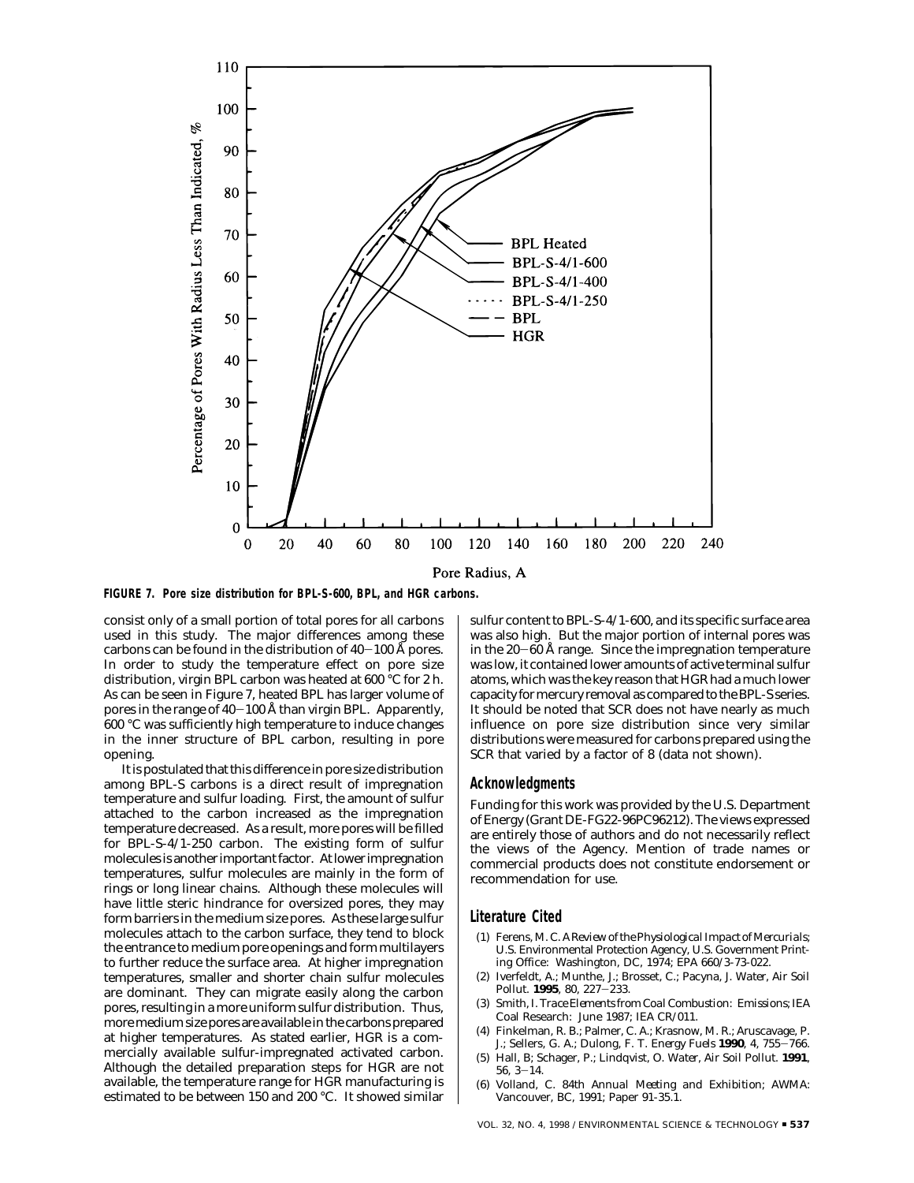110

100

90

80

70

60

50

40

30

20

10

0

Percentage of Pores With Radius Less Than Indicated, %

0 20 40 60 80 100 120 140 160 180 200 220 240

Pore Radius, A

BPL Heated

BPL-S-4/1-600

BPL-S-4/1-400

BPL-S-4/1-250

BPL

HGR

**FIGURE 7. Pore size distribution for BPL-S-600, BPL, and HGR carbons.**

consist only of a small portion of total pores for all carbons used in this study. The major differences among these carbons can be found in the distribution of 40–100 Å pores. In order to study the temperature effect on pore size distribution, virgin BPL carbon was heated at 600 °C for 2 h. As can be seen in Figure 7, heated BPL has larger volume of pores in the range of 40–100 Å than virgin BPL. Apparently, 600 °C was sufficiently high temperature to induce changes in the inner structure of BPL carbon, resulting in pore opening.

It is postulated that this difference in pore size distribution among BPL-S carbons is a direct result of impregnation temperature and sulfur loading. First, the amount of sulfur attached to the carbon increased as the impregnation temperature decreased. As a result, more pores will be filled for BPL-S-4/1-250 carbon. The existing form of sulfur molecules is another important factor. At lower impregnation temperatures, sulfur molecules are mainly in the form of rings or long linear chains. Although these molecules will have little steric hindrance for oversized pores, they may form barriers in the medium size pores. As these large sulfur molecules attach to the carbon surface, they tend to block the entrance to medium pore openings and form multilayers to further reduce the surface area. At higher impregnation temperatures, smaller and shorter chain sulfur molecules are dominant. They can migrate easily along the carbon pores, resulting in a more uniform sulfur distribution. Thus, more medium size pores are available in the carbons prepared at higher temperatures. As stated earlier, HGR is a commercially available sulfur-impregnated activated carbon. Although the detailed preparation steps for HGR are not available, the temperature range for HGR manufacturing is estimated to be between 150 and 200 °C. It showed similar sulfur content to BPL-S-4/1-600, and its specific surface area was also high. But the major portion of internal pores was in the 20–60 Å range. Since the impregnation temperature was low, it contained lower amounts of active terminal sulfur atoms, which was the key reason that HGR had a much lower capacity for mercury removal as compared to the BPL-S series. It should be noted that SCR does not have nearly as much influence on pore size distribution since very similar distributions were measured for carbons prepared using the SCR that varied by a factor of 8 (data not shown).

## Acknowledgments

Funding for this work was provided by the U.S. Department of Energy (Grant DE-FG22-96PC96212). The views expressed are entirely those of authors and do not necessarily reflect the views of the Agency. Mention of trade names or commercial products does not constitute endorsement or recommendation for use.

## Literature Cited

(1) Ferens, M. C. *A Review of the Physiological Impact of Mercurials*; U.S. Environmental Protection Agency, U.S. Government Printing Office: Washington, DC, 1974; EPA 660/3-73-022.

(2) Iverfeldt, A.; Munthe, J.; Brosset, C.; Pacyna, J. *Water, Air Soil Pollut.* **1995**, *80*, 227–233.

(3) Smith, I. *Trace Elements from Coal Combustion: Emissions*; IEA Coal Research: June 1987; IEA CR/011.

(4) Finkelman, R. B.; Palmer, C. A.; Krasnow, M. R.; Aruscavage, P. J.; Sellers, G. A.; Dulong, F. T. *Energy Fuels* **1990**, *4*, 755–766.

(5) Hall, B; Schager, P.; Lindqvist, O. *Water, Air Soil Pollut.* **1991**, *56*, 3–14.

(6) Volland, C. *84th Annual Meeting and Exhibition*; AWMA: Vancouver, BC, 1991; Paper 91-35.1.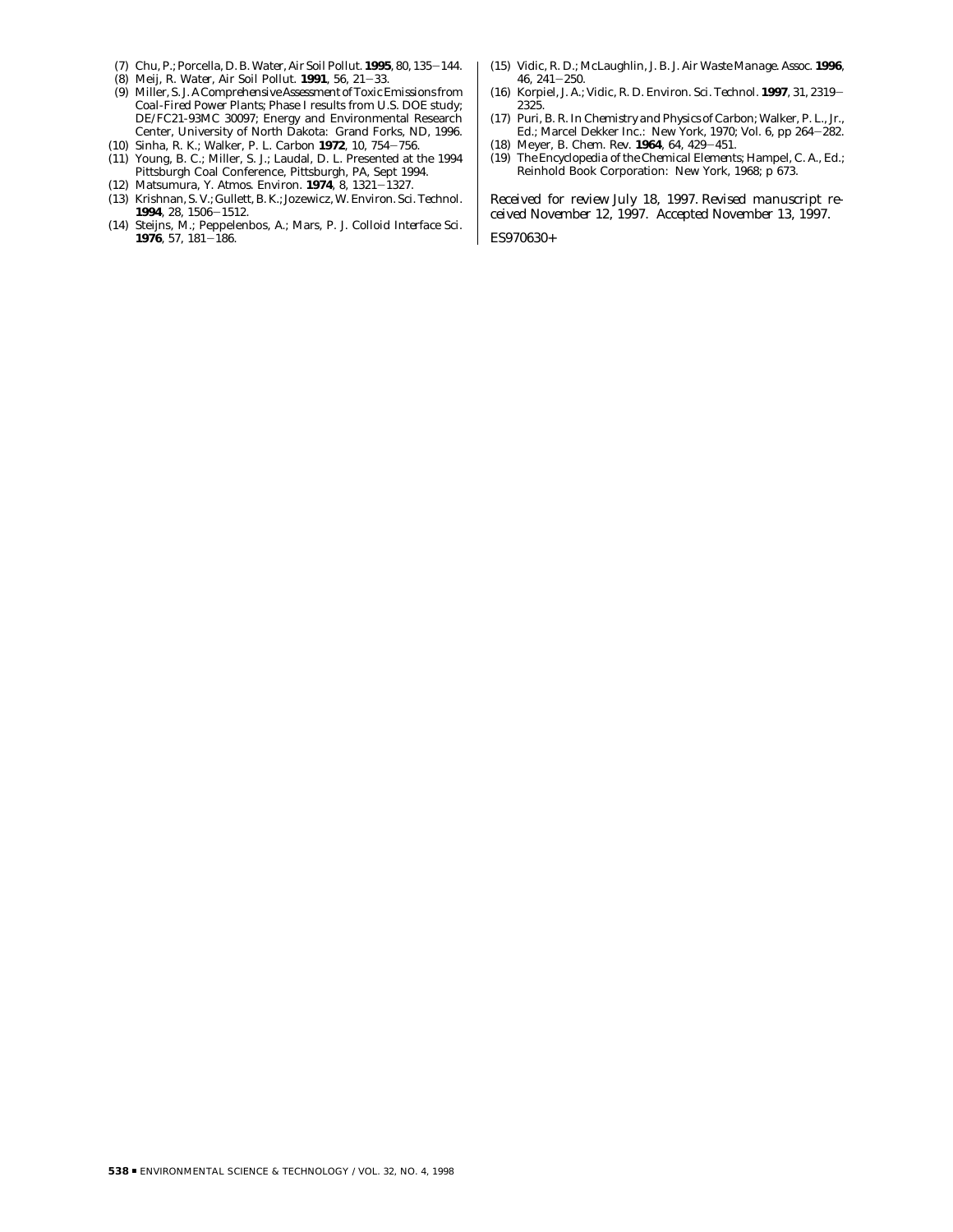(7) Chu, P.; Porcella, D. B. *Water, Air Soil Pollut.* **1995**, 80, 135−144.
(8) Meij, R. *Water, Air Soil Pollut.* **1991**, 56, 21−33.
(9) Miller, S. J. *A Comprehensive Assessment of Toxic Emissions from Coal-Fired Power Plants; Phase I results from U.S. DOE study*; DE/FC21-93MC 30097; Energy and Environmental Research Center, University of North Dakota: Grand Forks, ND, 1996.
(10) Sinha, R. K.; Walker, P. L. *Carbon* **1972**, 10, 754−756.
(11) Young, B. C.; Miller, S. J.; Laudal, D. L. Presented at the 1994 Pittsburgh Coal Conference, Pittsburgh, PA, Sept 1994.
(12) Matsumura, Y. *Atmos. Environ.* **1974**, 8, 1321−1327.
(13) Krishnan, S. V.; Gullett, B. K.; Jozewicz, W. *Environ. Sci. Technol.* **1994**, 28, 1506−1512.
(14) Steijns, M.; Peppelenbos, A.; Mars, P. *J. Colloid Interface Sci.* **1976**, 57, 181−186.
(15) Vidic, R. D.; McLaughlin, J. B. *J. Air Waste Manage. Assoc.* **1996**, 46, 241−250.
(16) Korpiel, J. A.; Vidic, R. D. *Environ. Sci. Technol.* **1997**, 31, 2319−2325.
(17) Puri, B. R. In *Chemistry and Physics of Carbon*; Walker, P. L., Jr., Ed.; Marcel Dekker Inc.: New York, 1970; Vol. 6, pp 264−282.
(18) Meyer, B. *Chem. Rev.* **1964**, 64, 429−451.
(19) *The Encyclopedia of the Chemical Elements*; Hampel, C. A., Ed.; Reinhold Book Corporation: New York, 1968; p 673.

*Received for review July 18, 1997. Revised manuscript received November 12, 1997. Accepted November 13, 1997.*

ES970630+